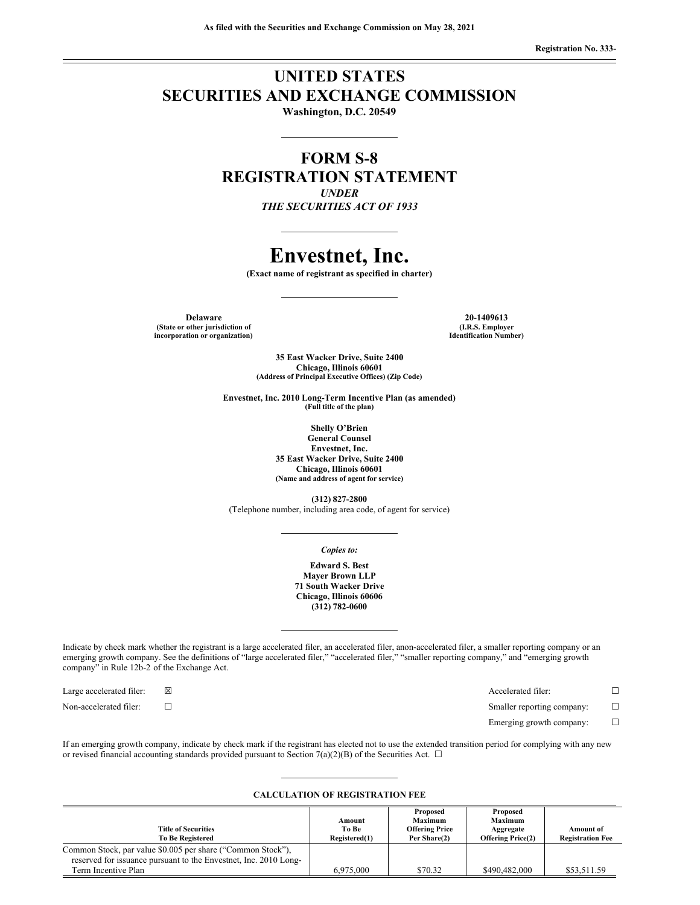As filed with the Securities and Exchange Commission on May 28, 2021

Registration No. 333-

# UNITED STATES
# SECURITIES AND EXCHANGE COMMISSION

**Washington, D.C. 20549**

## FORM S-8
## REGISTRATION STATEMENT

*UNDER*

*THE SECURITIES ACT OF 1933*

# Envestnet, Inc.

**(Exact name of registrant as specified in charter)**

| | |
|---|---|
| **Delaware** | **20-1409613** |
| **(State or other jurisdiction of incorporation or organization)** | **(I.R.S. Employer Identification Number)** |

**35 East Wacker Drive, Suite 2400**
**Chicago, Illinois 60601**
**(Address of Principal Executive Offices) (Zip Code)**

**Envestnet, Inc. 2010 Long-Term Incentive Plan (as amended)**
**(Full title of the plan)**

**Shelly O'Brien**
**General Counsel**
**Envestnet, Inc.**
**35 East Wacker Drive, Suite 2400**
**Chicago, Illinois 60601**
**(Name and address of agent for service)**

**(312) 827-2800**
(Telephone number, including area code, of agent for service)

*Copies to:*

**Edward S. Best**
**Mayer Brown LLP**
**71 South Wacker Drive**
**Chicago, Illinois 60606**
**(312) 782-0600**

Indicate by check mark whether the registrant is a large accelerated filer, an accelerated filer, anon-accelerated filer, a smaller reporting company or an emerging growth company. See the definitions of "large accelerated filer," "accelerated filer," "smaller reporting company," and "emerging growth company" in Rule 12b-2 of the Exchange Act.

| | | | |
|---|---|---|---|
| Large accelerated filer: | ☒ | Accelerated filer: | ☐ |
| Non-accelerated filer: | ☐ | Smaller reporting company: | ☐ |
| | | Emerging growth company: | ☐ |

If an emerging growth company, indicate by check mark if the registrant has elected not to use the extended transition period for complying with any new or revised financial accounting standards provided pursuant to Section 7(a)(2)(B) of the Securities Act. ☐

**CALCULATION OF REGISTRATION FEE**

| Title of Securities To Be Registered | Amount To Be Registered(1) | Proposed Maximum Offering Price Per Share(2) | Proposed Maximum Aggregate Offering Price(2) | Amount of Registration Fee |
|---|---|---|---|---|
| Common Stock, par value $0.005 per share ("Common Stock"), reserved for issuance pursuant to the Envestnet, Inc. 2010 Long-Term Incentive Plan | 6,975,000 | $70.32 | $490,482,000 | $53,511.59 |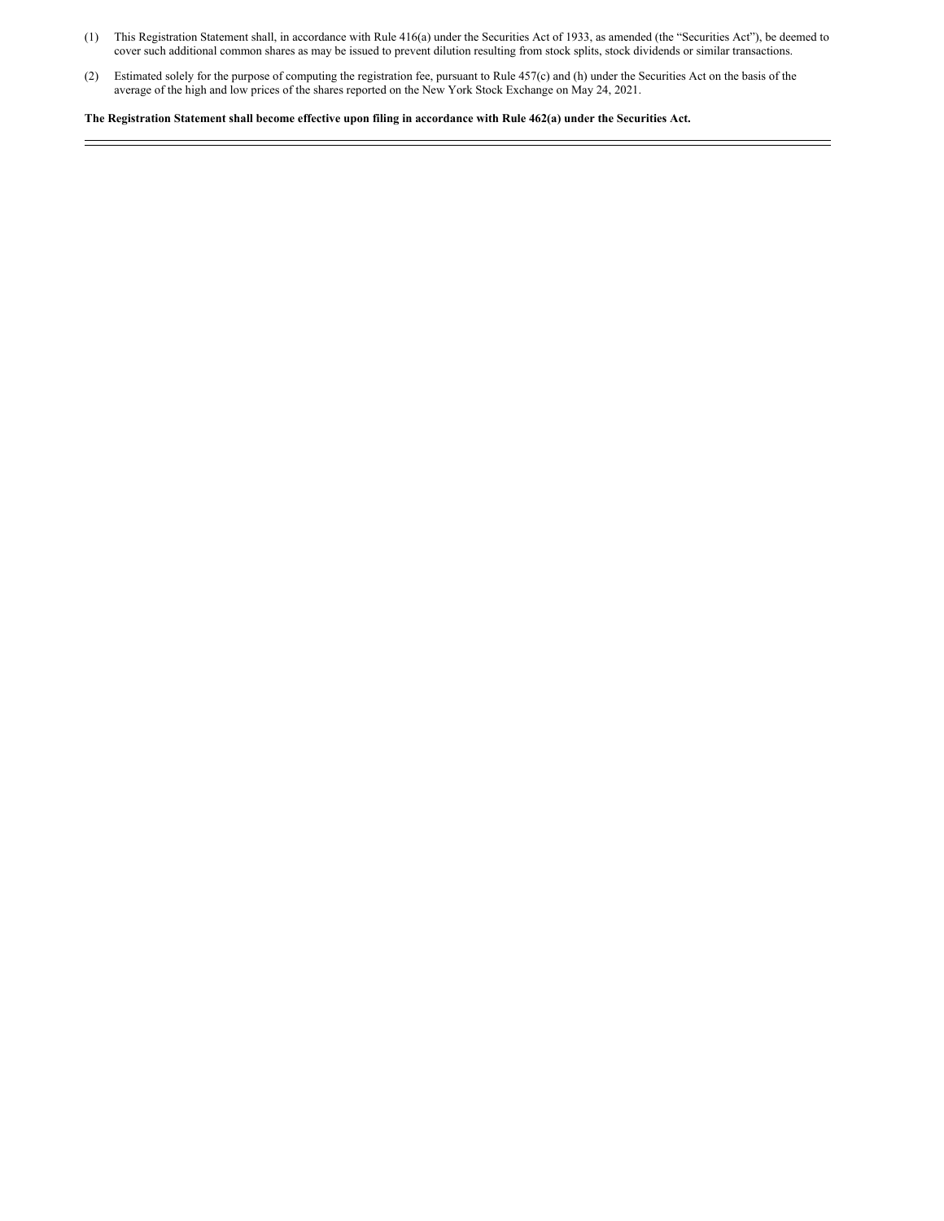(1) This Registration Statement shall, in accordance with Rule 416(a) under the Securities Act of 1933, as amended (the "Securities Act"), be deemed to cover such additional common shares as may be issued to prevent dilution resulting from stock splits, stock dividends or similar transactions.

(2) Estimated solely for the purpose of computing the registration fee, pursuant to Rule 457(c) and (h) under the Securities Act on the basis of the average of the high and low prices of the shares reported on the New York Stock Exchange on May 24, 2021.

**The Registration Statement shall become effective upon filing in accordance with Rule 462(a) under the Securities Act.**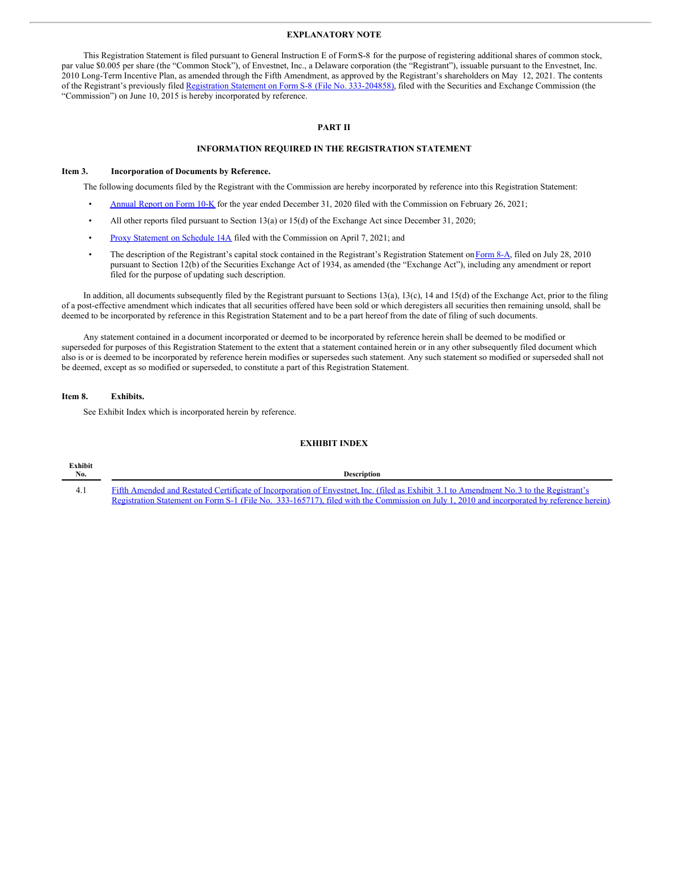## EXPLANATORY NOTE

This Registration Statement is filed pursuant to General Instruction E of Form S-8 for the purpose of registering additional shares of common stock, par value $0.005 per share (the "Common Stock"), of Envestnet, Inc., a Delaware corporation (the "Registrant"), issuable pursuant to the Envestnet, Inc. 2010 Long-Term Incentive Plan, as amended through the Fifth Amendment, as approved by the Registrant's shareholders on May 12, 2021. The contents of the Registrant's previously filed Registration Statement on Form S-8 (File No. 333-204858), filed with the Securities and Exchange Commission (the "Commission") on June 10, 2015 is hereby incorporated by reference.

## PART II

## INFORMATION REQUIRED IN THE REGISTRATION STATEMENT

### Item 3. Incorporation of Documents by Reference.

The following documents filed by the Registrant with the Commission are hereby incorporated by reference into this Registration Statement:

- Annual Report on Form 10-K for the year ended December 31, 2020 filed with the Commission on February 26, 2021;
- All other reports filed pursuant to Section 13(a) or 15(d) of the Exchange Act since December 31, 2020;
- Proxy Statement on Schedule 14A filed with the Commission on April 7, 2021; and
- The description of the Registrant's capital stock contained in the Registrant's Registration Statement on Form 8-A, filed on July 28, 2010 pursuant to Section 12(b) of the Securities Exchange Act of 1934, as amended (the "Exchange Act"), including any amendment or report filed for the purpose of updating such description.

In addition, all documents subsequently filed by the Registrant pursuant to Sections 13(a), 13(c), 14 and 15(d) of the Exchange Act, prior to the filing of a post-effective amendment which indicates that all securities offered have been sold or which deregisters all securities then remaining unsold, shall be deemed to be incorporated by reference in this Registration Statement and to be a part hereof from the date of filing of such documents.

Any statement contained in a document incorporated or deemed to be incorporated by reference herein shall be deemed to be modified or superseded for purposes of this Registration Statement to the extent that a statement contained herein or in any other subsequently filed document which also is or is deemed to be incorporated by reference herein modifies or supersedes such statement. Any such statement so modified or superseded shall not be deemed, except as so modified or superseded, to constitute a part of this Registration Statement.

### Item 8. Exhibits.

See Exhibit Index which is incorporated herein by reference.

## EXHIBIT INDEX

| Exhibit No. | Description |
|---|---|
| 4.1 | Fifth Amended and Restated Certificate of Incorporation of Envestnet, Inc. (filed as Exhibit 3.1 to Amendment No.3 to the Registrant's Registration Statement on Form S-1 (File No. 333-165717), filed with the Commission on July 1, 2010 and incorporated by reference herein). |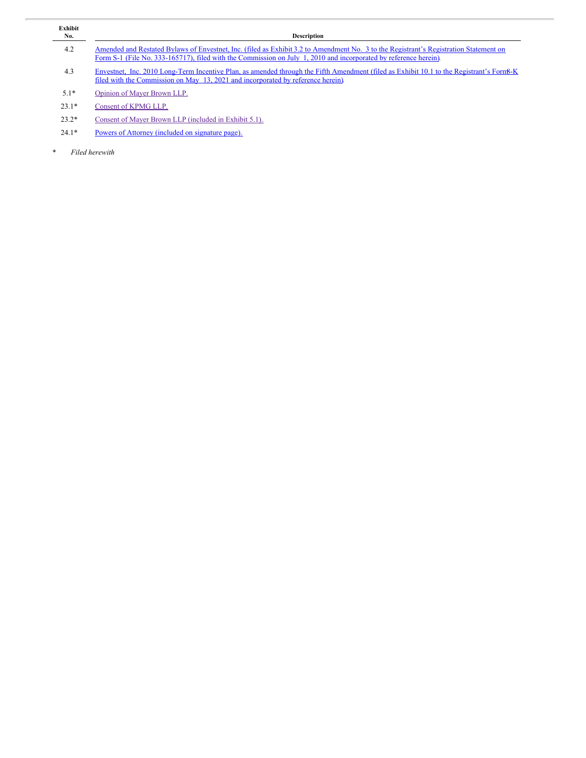| Exhibit No. | Description |
|---|---|
| 4.2 | Amended and Restated Bylaws of Envestnet, Inc. (filed as Exhibit 3.2 to Amendment No. 3 to the Registrant's Registration Statement on Form S-1 (File No. 333-165717), filed with the Commission on July 1, 2010 and incorporated by reference herein). |
| 4.3 | Envestnet, Inc. 2010 Long-Term Incentive Plan, as amended through the Fifth Amendment (filed as Exhibit 10.1 to the Registrant's Form 8-K filed with the Commission on May 13, 2021 and incorporated by reference herein). |
| 5.1* | Opinion of Mayer Brown LLP. |
| 23.1* | Consent of KPMG LLP. |
| 23.2* | Consent of Mayer Brown LLP (included in Exhibit 5.1). |
| 24.1* | Powers of Attorney (included on signature page). |

\* *Filed herewith*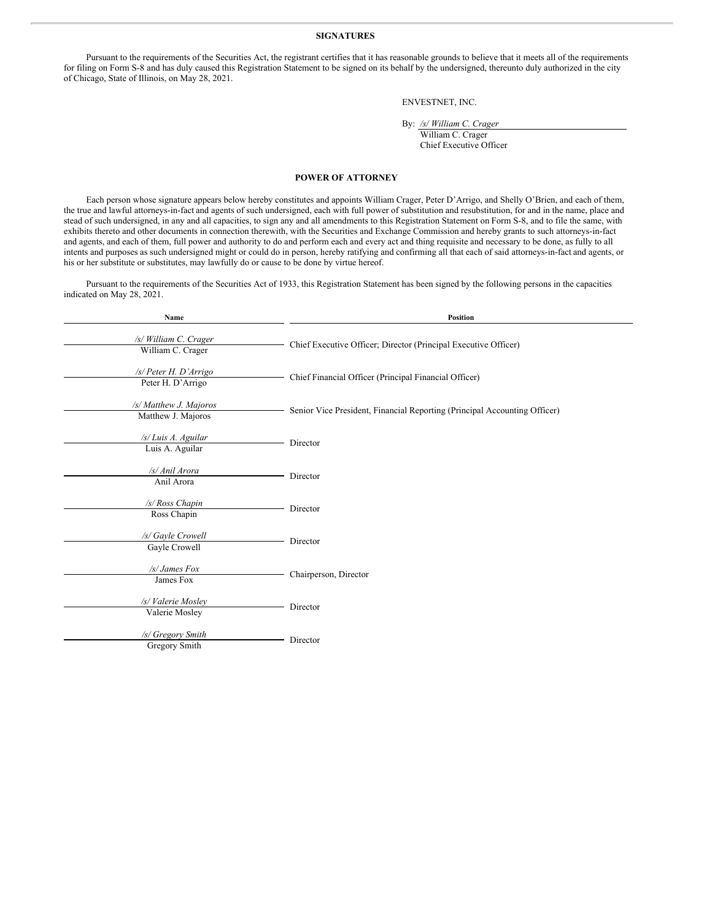## SIGNATURES

Pursuant to the requirements of the Securities Act, the registrant certifies that it has reasonable grounds to believe that it meets all of the requirements for filing on Form S-8 and has duly caused this Registration Statement to be signed on its behalf by the undersigned, thereunto duly authorized in the city of Chicago, State of Illinois, on May 28, 2021.

ENVESTNET, INC.

By: */s/ William C. Crager*
William C. Crager
Chief Executive Officer

## POWER OF ATTORNEY

Each person whose signature appears below hereby constitutes and appoints William Crager, Peter D'Arrigo, and Shelly O'Brien, and each of them, the true and lawful attorneys-in-fact and agents of such undersigned, each with full power of substitution and resubstitution, for and in the name, place and stead of such undersigned, in any and all capacities, to sign any and all amendments to this Registration Statement on Form S-8, and to file the same, with exhibits thereto and other documents in connection therewith, with the Securities and Exchange Commission and hereby grants to such attorneys-in-fact and agents, and each of them, full power and authority to do and perform each and every act and thing requisite and necessary to be done, as fully to all intents and purposes as such undersigned might or could do in person, hereby ratifying and confirming all that each of said attorneys-in-fact and agents, or his or her substitute or substitutes, may lawfully do or cause to be done by virtue hereof.

Pursuant to the requirements of the Securities Act of 1933, this Registration Statement has been signed by the following persons in the capacities indicated on May 28, 2021.

| Name | Position |
|---|---|
| */s/ William C. Crager*<br>William C. Crager | Chief Executive Officer; Director (Principal Executive Officer) |
| */s/ Peter H. D'Arrigo*<br>Peter H. D'Arrigo | Chief Financial Officer (Principal Financial Officer) |
| */s/ Matthew J. Majoros*<br>Matthew J. Majoros | Senior Vice President, Financial Reporting (Principal Accounting Officer) |
| */s/ Luis A. Aguilar*<br>Luis A. Aguilar | Director |
| */s/ Anil Arora*<br>Anil Arora | Director |
| */s/ Ross Chapin*<br>Ross Chapin | Director |
| */s/ Gayle Crowell*<br>Gayle Crowell | Director |
| */s/ James Fox*<br>James Fox | Chairperson, Director |
| */s/ Valerie Mosley*<br>Valerie Mosley | Director |
| */s/ Gregory Smith*<br>Gregory Smith | Director |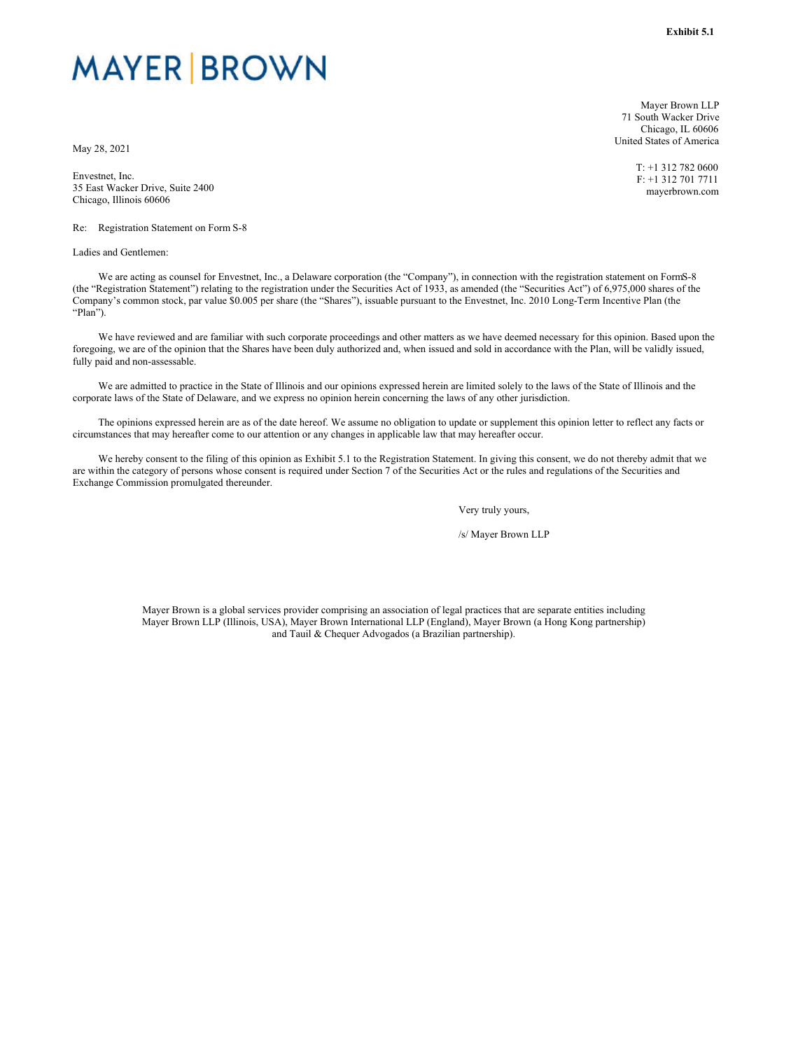**Exhibit 5.1**

**MAYER | BROWN**

Mayer Brown LLP
71 South Wacker Drive
Chicago, IL 60606
United States of America

T: +1 312 782 0600
F: +1 312 701 7711
mayerbrown.com

May 28, 2021

Envestnet, Inc.
35 East Wacker Drive, Suite 2400
Chicago, Illinois 60606

Re: Registration Statement on Form S-8

Ladies and Gentlemen:

We are acting as counsel for Envestnet, Inc., a Delaware corporation (the "Company"), in connection with the registration statement on Form S-8 (the "Registration Statement") relating to the registration under the Securities Act of 1933, as amended (the "Securities Act") of 6,975,000 shares of the Company's common stock, par value $0.005 per share (the "Shares"), issuable pursuant to the Envestnet, Inc. 2010 Long-Term Incentive Plan (the "Plan").

We have reviewed and are familiar with such corporate proceedings and other matters as we have deemed necessary for this opinion. Based upon the foregoing, we are of the opinion that the Shares have been duly authorized and, when issued and sold in accordance with the Plan, will be validly issued, fully paid and non-assessable.

We are admitted to practice in the State of Illinois and our opinions expressed herein are limited solely to the laws of the State of Illinois and the corporate laws of the State of Delaware, and we express no opinion herein concerning the laws of any other jurisdiction.

The opinions expressed herein are as of the date hereof. We assume no obligation to update or supplement this opinion letter to reflect any facts or circumstances that may hereafter come to our attention or any changes in applicable law that may hereafter occur.

We hereby consent to the filing of this opinion as Exhibit 5.1 to the Registration Statement. In giving this consent, we do not thereby admit that we are within the category of persons whose consent is required under Section 7 of the Securities Act or the rules and regulations of the Securities and Exchange Commission promulgated thereunder.

Very truly yours,

/s/ Mayer Brown LLP

Mayer Brown is a global services provider comprising an association of legal practices that are separate entities including Mayer Brown LLP (Illinois, USA), Mayer Brown International LLP (England), Mayer Brown (a Hong Kong partnership) and Tauil & Chequer Advogados (a Brazilian partnership).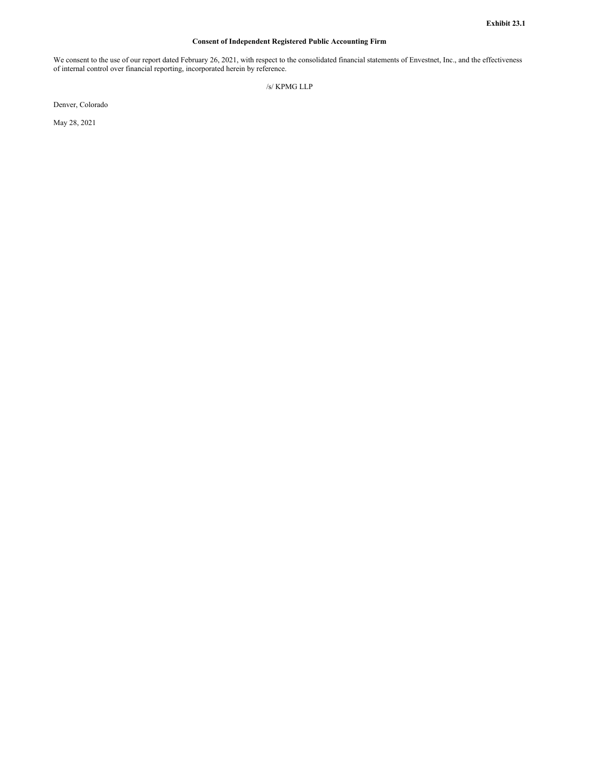**Exhibit 23.1**

**Consent of Independent Registered Public Accounting Firm**

We consent to the use of our report dated February 26, 2021, with respect to the consolidated financial statements of Envestnet, Inc., and the effectiveness of internal control over financial reporting, incorporated herein by reference.

/s/ KPMG LLP

Denver, Colorado

May 28, 2021